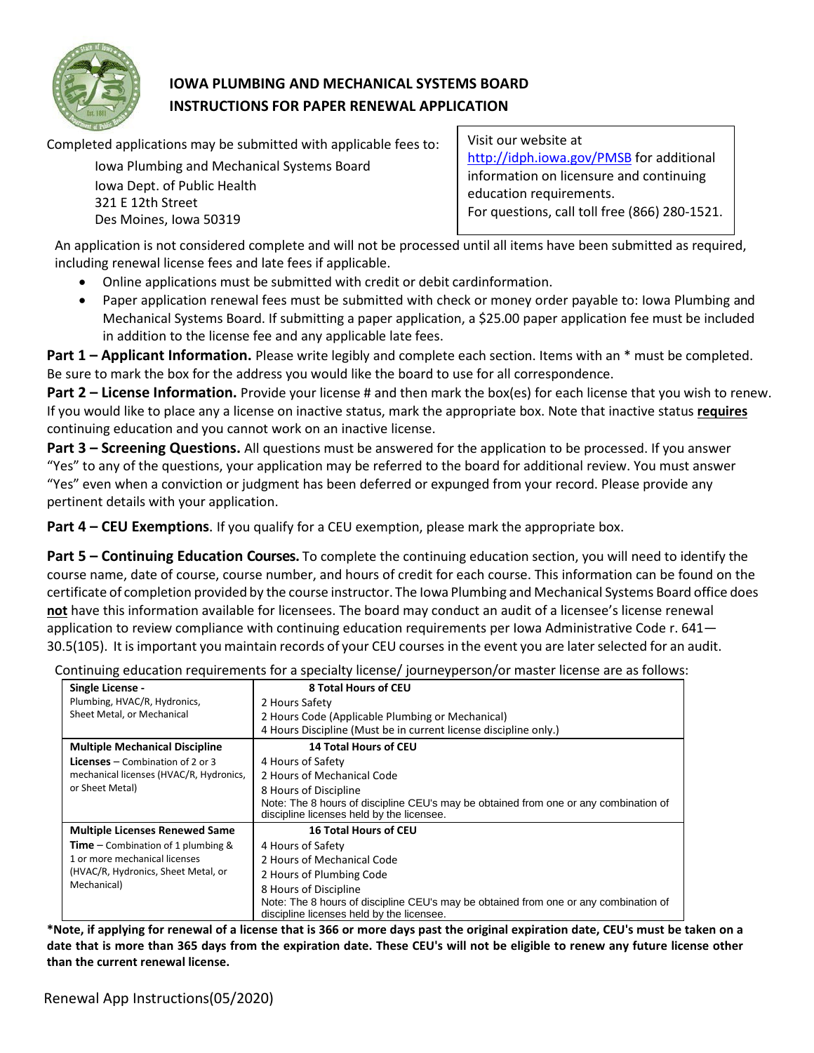# IOWA PLUMBING AND MECHANICAL SYSTEMS BOARD
## INSTRUCTIONS FOR PAPER RENEWAL APPLICATION

Completed applications may be submitted with applicable fees to:

Iowa Plumbing and Mechanical Systems Board
Iowa Dept. of Public Health
321 E 12th Street
Des Moines, Iowa 50319

Visit our website at http://idph.iowa.gov/PMSB for additional information on licensure and continuing education requirements.
For questions, call toll free (866) 280-1521.

An application is not considered complete and will not be processed until all items have been submitted as required, including renewal license fees and late fees if applicable.

- Online applications must be submitted with credit or debit cardinformation.
- Paper application renewal fees must be submitted with check or money order payable to: Iowa Plumbing and Mechanical Systems Board. If submitting a paper application, a $25.00 paper application fee must be included in addition to the license fee and any applicable late fees.

**Part 1 – Applicant Information.** Please write legibly and complete each section. Items with an * must be completed. Be sure to mark the box for the address you would like the board to use for all correspondence.

**Part 2 – License Information.** Provide your license # and then mark the box(es) for each license that you wish to renew. If you would like to place any a license on inactive status, mark the appropriate box. Note that inactive status **requires** continuing education and you cannot work on an inactive license.

**Part 3 – Screening Questions.** All questions must be answered for the application to be processed. If you answer "Yes" to any of the questions, your application may be referred to the board for additional review. You must answer "Yes" even when a conviction or judgment has been deferred or expunged from your record. Please provide any pertinent details with your application.

**Part 4 – CEU Exemptions**. If you qualify for a CEU exemption, please mark the appropriate box.

**Part 5 – Continuing Education Courses.** To complete the continuing education section, you will need to identify the course name, date of course, course number, and hours of credit for each course. This information can be found on the certificate of completion provided by the course instructor. The Iowa Plumbing and Mechanical Systems Board office does **not** have this information available for licensees. The board may conduct an audit of a licensee's license renewal application to review compliance with continuing education requirements per Iowa Administrative Code r. 641—30.5(105). It is important you maintain records of your CEU courses in the event you are later selected for an audit.

Continuing education requirements for a specialty license/ journeyperson/or master license are as follows:

| License Type | Requirements |
|---|---|
| **Single License -** Plumbing, HVAC/R, Hydronics, Sheet Metal, or Mechanical | **8 Total Hours of CEU**<br>2 Hours Safety<br>2 Hours Code (Applicable Plumbing or Mechanical)<br>4 Hours Discipline (Must be in current license discipline only.) |
| **Multiple Mechanical Discipline Licenses** – Combination of 2 or 3 mechanical licenses (HVAC/R, Hydronics, or Sheet Metal) | **14 Total Hours of CEU**<br>4 Hours of Safety<br>2 Hours of Mechanical Code<br>8 Hours of Discipline<br>Note: The 8 hours of discipline CEU's may be obtained from one or any combination of discipline licenses held by the licensee. |
| **Multiple Licenses Renewed Same Time** – Combination of 1 plumbing & 1 or more mechanical licenses (HVAC/R, Hydronics, Sheet Metal, or Mechanical) | **16 Total Hours of CEU**<br>4 Hours of Safety<br>2 Hours of Mechanical Code<br>2 Hours of Plumbing Code<br>8 Hours of Discipline<br>Note: The 8 hours of discipline CEU's may be obtained from one or any combination of discipline licenses held by the licensee. |

***Note, if applying for renewal of a license that is 366 or more days past the original expiration date, CEU's must be taken on a date that is more than 365 days from the expiration date. These CEU's will not be eligible to renew any future license other than the current renewal license.**

Renewal App Instructions(05/2020)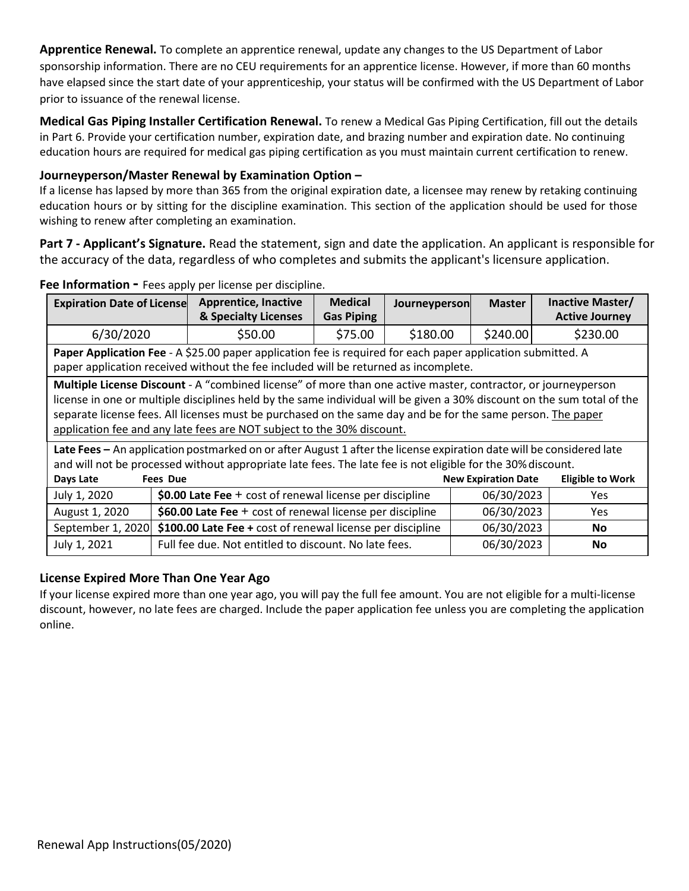**Apprentice Renewal.** To complete an apprentice renewal, update any changes to the US Department of Labor sponsorship information. There are no CEU requirements for an apprentice license. However, if more than 60 months have elapsed since the start date of your apprenticeship, your status will be confirmed with the US Department of Labor prior to issuance of the renewal license.

**Medical Gas Piping Installer Certification Renewal.** To renew a Medical Gas Piping Certification, fill out the details in Part 6. Provide your certification number, expiration date, and brazing number and expiration date. No continuing education hours are required for medical gas piping certification as you must maintain current certification to renew.

**Journeyperson/Master Renewal by Examination Option –**

If a license has lapsed by more than 365 from the original expiration date, a licensee may renew by retaking continuing education hours or by sitting for the discipline examination. This section of the application should be used for those wishing to renew after completing an examination.

**Part 7 - Applicant's Signature.** Read the statement, sign and date the application. An applicant is responsible for the accuracy of the data, regardless of who completes and submits the applicant's licensure application.

**Fee Information -** Fees apply per license per discipline.

| Expiration Date of License | Apprentice, Inactive & Specialty Licenses | Medical Gas Piping | Journeyperson | Master | Inactive Master/ Active Journey |
|---|---|---|---|---|---|
| 6/30/2020 | $50.00 | $75.00 | $180.00 | $240.00 | $230.00 |

**Paper Application Fee** - A $25.00 paper application fee is required for each paper application submitted. A paper application received without the fee included will be returned as incomplete.

**Multiple License Discount** - A "combined license" of more than one active master, contractor, or journeyperson license in one or multiple disciplines held by the same individual will be given a 30% discount on the sum total of the separate license fees. All licenses must be purchased on the same day and be for the same person. The paper application fee and any late fees are NOT subject to the 30% discount.

**Late Fees –** An application postmarked on or after August 1 after the license expiration date will be considered late and will not be processed without appropriate late fees. The late fee is not eligible for the 30% discount.

| Days Late | Fees Due | New Expiration Date | Eligible to Work |
|---|---|---|---|
| July 1, 2020 | **$0.00 Late Fee** + cost of renewal license per discipline | 06/30/2023 | Yes |
| August 1, 2020 | **$60.00 Late Fee** + cost of renewal license per discipline | 06/30/2023 | Yes |
| September 1, 2020 | **$100.00 Late Fee +** cost of renewal license per discipline | 06/30/2023 | **No** |
| July 1, 2021 | Full fee due. Not entitled to discount. No late fees. | 06/30/2023 | **No** |

### License Expired More Than One Year Ago

If your license expired more than one year ago, you will pay the full fee amount. You are not eligible for a multi-license discount, however, no late fees are charged. Include the paper application fee unless you are completing the application online.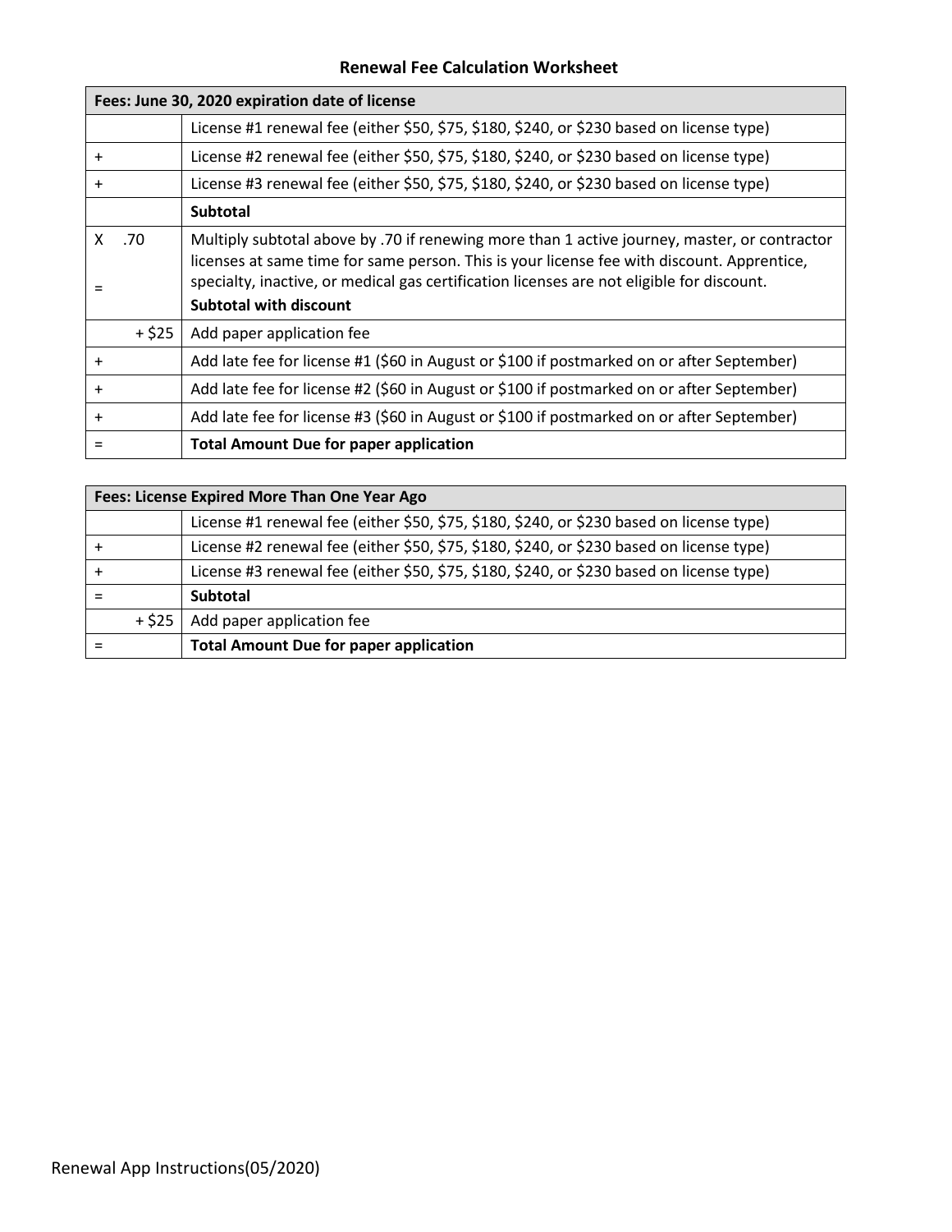## Renewal Fee Calculation Worksheet

| Fees: June 30, 2020 expiration date of license | |
|---|---|
| | License #1 renewal fee (either $50, $75, $180, $240, or $230 based on license type) |
| + | License #2 renewal fee (either $50, $75, $180, $240, or $230 based on license type) |
| + | License #3 renewal fee (either $50, $75, $180, $240, or $230 based on license type) |
| | **Subtotal** |
| X .70<br>= | Multiply subtotal above by .70 if renewing more than 1 active journey, master, or contractor licenses at same time for same person. This is your license fee with discount. Apprentice, specialty, inactive, or medical gas certification licenses are not eligible for discount.<br>**Subtotal with discount** |
| + $25 | Add paper application fee |
| + | Add late fee for license #1 ($60 in August or $100 if postmarked on or after September) |
| + | Add late fee for license #2 ($60 in August or $100 if postmarked on or after September) |
| + | Add late fee for license #3 ($60 in August or $100 if postmarked on or after September) |
| = | **Total Amount Due for paper application** |

| Fees: License Expired More Than One Year Ago | |
|---|---|
| | License #1 renewal fee (either $50, $75, $180, $240, or $230 based on license type) |
| + | License #2 renewal fee (either $50, $75, $180, $240, or $230 based on license type) |
| + | License #3 renewal fee (either $50, $75, $180, $240, or $230 based on license type) |
| = | **Subtotal** |
| + $25 | Add paper application fee |
| = | **Total Amount Due for paper application** |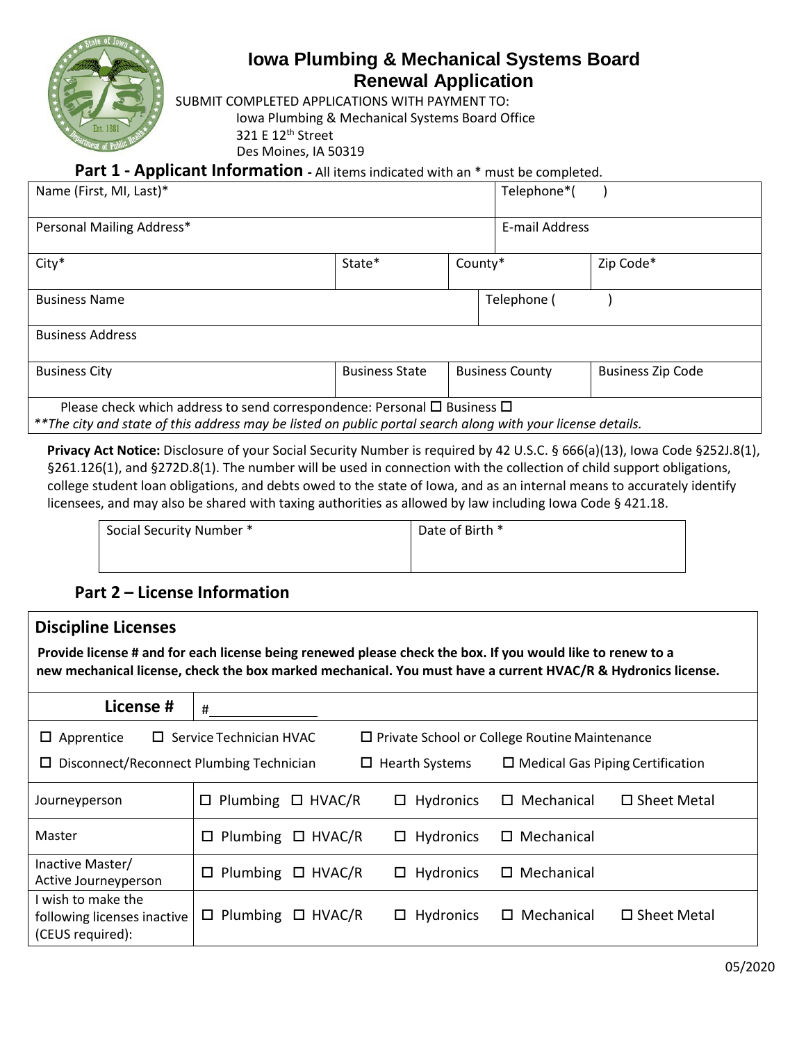# Iowa Plumbing & Mechanical Systems Board
## Renewal Application

SUBMIT COMPLETED APPLICATIONS WITH PAYMENT TO:
Iowa Plumbing & Mechanical Systems Board Office
321 E 12th Street
Des Moines, IA 50319

## Part 1 - Applicant Information - All items indicated with an * must be completed.

| Name (First, MI, Last)* | | | Telephone*( ) |
|---|---|---|---|
| Personal Mailing Address* | | | E-mail Address |
| City* | State* | County* | Zip Code* |
| Business Name | | | Telephone ( ) |
| Business Address | | | |
| Business City | Business State | Business County | Business Zip Code |

Please check which address to send correspondence: Personal ☐ Business ☐
*\*The city and state of this address may be listed on public portal search along with your license details.*

**Privacy Act Notice:** Disclosure of your Social Security Number is required by 42 U.S.C. § 666(a)(13), Iowa Code §252J.8(1), §261.126(1), and §272D.8(1). The number will be used in connection with the collection of child support obligations, college student loan obligations, and debts owed to the state of Iowa, and as an internal means to accurately identify licensees, and may also be shared with taxing authorities as allowed by law including Iowa Code § 421.18.

| Social Security Number * | Date of Birth * |
|---|---|
| | |

## Part 2 – License Information

### Discipline Licenses

**Provide license # and for each license being renewed please check the box. If you would like to renew to a new mechanical license, check the box marked mechanical. You must have a current HVAC/R & Hydronics license.**

**License #** #\_\_\_\_\_\_\_\_\_\_\_\_

☐ Apprentice ☐ Service Technician HVAC ☐ Private School or College Routine Maintenance
☐ Disconnect/Reconnect Plumbing Technician ☐ Hearth Systems ☐ Medical Gas Piping Certification

| | | | | | |
|---|---|---|---|---|---|
| Journeyperson | ☐ Plumbing | ☐ HVAC/R | ☐ Hydronics | ☐ Mechanical | ☐ Sheet Metal |
| Master | ☐ Plumbing | ☐ HVAC/R | ☐ Hydronics | ☐ Mechanical | |
| Inactive Master/ Active Journeyperson | ☐ Plumbing | ☐ HVAC/R | ☐ Hydronics | ☐ Mechanical | |
| I wish to make the following licenses inactive (CEUS required): | ☐ Plumbing | ☐ HVAC/R | ☐ Hydronics | ☐ Mechanical | ☐ Sheet Metal |

05/2020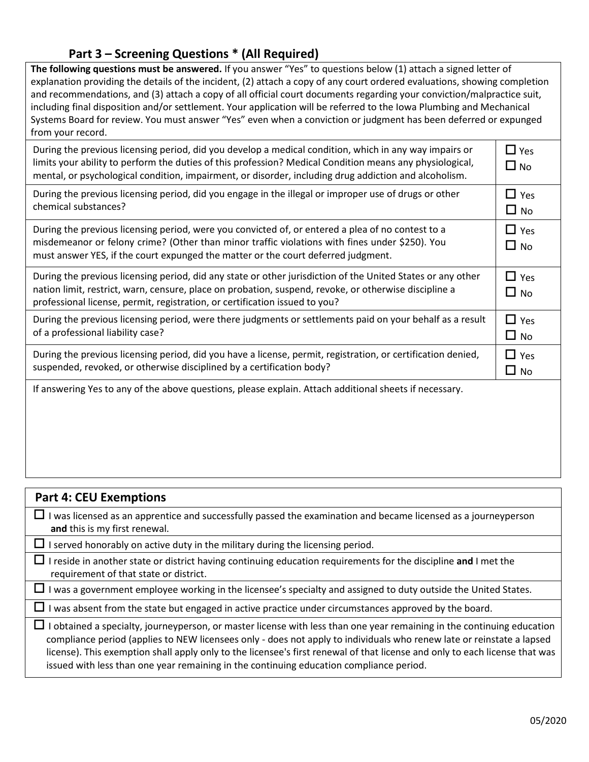## Part 3 – Screening Questions * (All Required)

**The following questions must be answered.** If you answer "Yes" to questions below (1) attach a signed letter of explanation providing the details of the incident, (2) attach a copy of any court ordered evaluations, showing completion and recommendations, and (3) attach a copy of all official court documents regarding your conviction/malpractice suit, including final disposition and/or settlement. Your application will be referred to the Iowa Plumbing and Mechanical Systems Board for review. You must answer "Yes" even when a conviction or judgment has been deferred or expunged from your record.

| Question | Answer |
|---|---|
| During the previous licensing period, did you develop a medical condition, which in any way impairs or limits your ability to perform the duties of this profession? Medical Condition means any physiological, mental, or psychological condition, impairment, or disorder, including drug addiction and alcoholism. | ☐ Yes ☐ No |
| During the previous licensing period, did you engage in the illegal or improper use of drugs or other chemical substances? | ☐ Yes ☐ No |
| During the previous licensing period, were you convicted of, or entered a plea of no contest to a misdemeanor or felony crime? (Other than minor traffic violations with fines under $250). You must answer YES, if the court expunged the matter or the court deferred judgment. | ☐ Yes ☐ No |
| During the previous licensing period, did any state or other jurisdiction of the United States or any other nation limit, restrict, warn, censure, place on probation, suspend, revoke, or otherwise discipline a professional license, permit, registration, or certification issued to you? | ☐ Yes ☐ No |
| During the previous licensing period, were there judgments or settlements paid on your behalf as a result of a professional liability case? | ☐ Yes ☐ No |
| During the previous licensing period, did you have a license, permit, registration, or certification denied, suspended, revoked, or otherwise disciplined by a certification body? | ☐ Yes ☐ No |

If answering Yes to any of the above questions, please explain. Attach additional sheets if necessary.

## Part 4: CEU Exemptions

- ☐ I was licensed as an apprentice and successfully passed the examination and became licensed as a journeyperson **and** this is my first renewal.
- ☐ I served honorably on active duty in the military during the licensing period.
- ☐ I reside in another state or district having continuing education requirements for the discipline **and** I met the requirement of that state or district.
- ☐ I was a government employee working in the licensee's specialty and assigned to duty outside the United States.
- ☐ I was absent from the state but engaged in active practice under circumstances approved by the board.
- ☐ I obtained a specialty, journeyperson, or master license with less than one year remaining in the continuing education compliance period (applies to NEW licensees only - does not apply to individuals who renew late or reinstate a lapsed license). This exemption shall apply only to the licensee's first renewal of that license and only to each license that was issued with less than one year remaining in the continuing education compliance period.

05/2020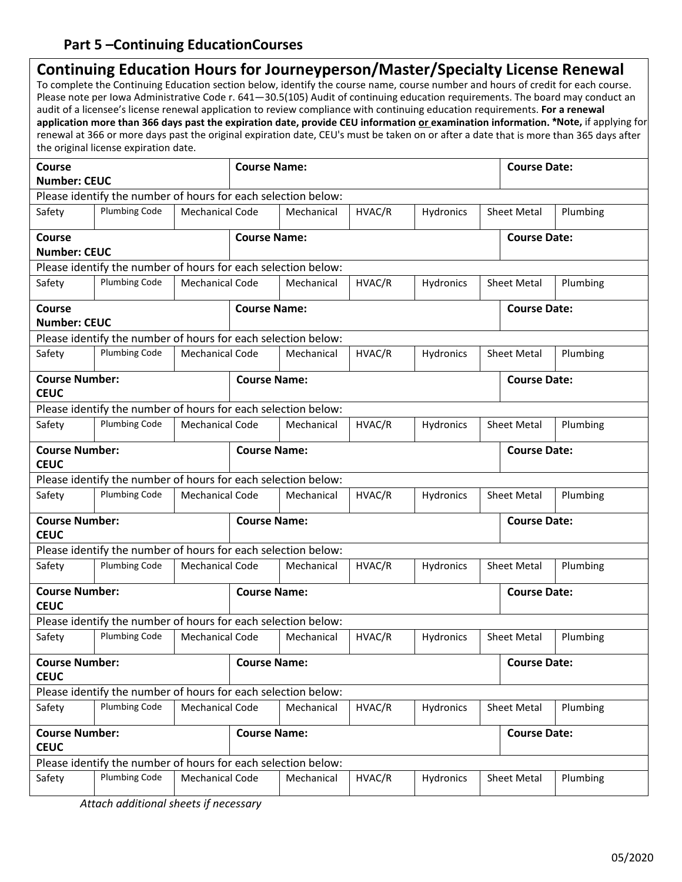## Part 5 –Continuing EducationCourses

### Continuing Education Hours for Journeyperson/Master/Specialty License Renewal

To complete the Continuing Education section below, identify the course name, course number and hours of credit for each course. Please note per Iowa Administrative Code r. 641—30.5(105) Audit of continuing education requirements. The board may conduct an audit of a licensee's license renewal application to review compliance with continuing education requirements. **For a renewal application more than 366 days past the expiration date, provide CEU information <u>or</u> examination information. *Note,** if applying for renewal at 366 or more days past the original expiration date, CEU's must be taken on or after a date that is more than 365 days after the original license expiration date.

| **Course Number: CEUC** | | **Course Name:** | | | | **Course Date:** | |
|---|---|---|---|---|---|---|---|
| Please identify the number of hours for each selection below: | | | | | | | |
| Safety | Plumbing Code | Mechanical Code | Mechanical | HVAC/R | Hydronics | Sheet Metal | Plumbing |
| **Course Number: CEUC** | | **Course Name:** | | | | **Course Date:** | |
| Please identify the number of hours for each selection below: | | | | | | | |
| Safety | Plumbing Code | Mechanical Code | Mechanical | HVAC/R | Hydronics | Sheet Metal | Plumbing |
| **Course Number: CEUC** | | **Course Name:** | | | | **Course Date:** | |
| Please identify the number of hours for each selection below: | | | | | | | |
| Safety | Plumbing Code | Mechanical Code | Mechanical | HVAC/R | Hydronics | Sheet Metal | Plumbing |
| **Course Number: CEUC** | | **Course Name:** | | | | **Course Date:** | |
| Please identify the number of hours for each selection below: | | | | | | | |
| Safety | Plumbing Code | Mechanical Code | Mechanical | HVAC/R | Hydronics | Sheet Metal | Plumbing |
| **Course Number: CEUC** | | **Course Name:** | | | | **Course Date:** | |
| Please identify the number of hours for each selection below: | | | | | | | |
| Safety | Plumbing Code | Mechanical Code | Mechanical | HVAC/R | Hydronics | Sheet Metal | Plumbing |
| **Course Number: CEUC** | | **Course Name:** | | | | **Course Date:** | |
| Please identify the number of hours for each selection below: | | | | | | | |
| Safety | Plumbing Code | Mechanical Code | Mechanical | HVAC/R | Hydronics | Sheet Metal | Plumbing |
| **Course Number: CEUC** | | **Course Name:** | | | | **Course Date:** | |
| Please identify the number of hours for each selection below: | | | | | | | |
| Safety | Plumbing Code | Mechanical Code | Mechanical | HVAC/R | Hydronics | Sheet Metal | Plumbing |
| **Course Number: CEUC** | | **Course Name:** | | | | **Course Date:** | |
| Please identify the number of hours for each selection below: | | | | | | | |
| Safety | Plumbing Code | Mechanical Code | Mechanical | HVAC/R | Hydronics | Sheet Metal | Plumbing |
| **Course Number: CEUC** | | **Course Name:** | | | | **Course Date:** | |
| Please identify the number of hours for each selection below: | | | | | | | |
| Safety | Plumbing Code | Mechanical Code | Mechanical | HVAC/R | Hydronics | Sheet Metal | Plumbing |

*Attach additional sheets if necessary*

05/2020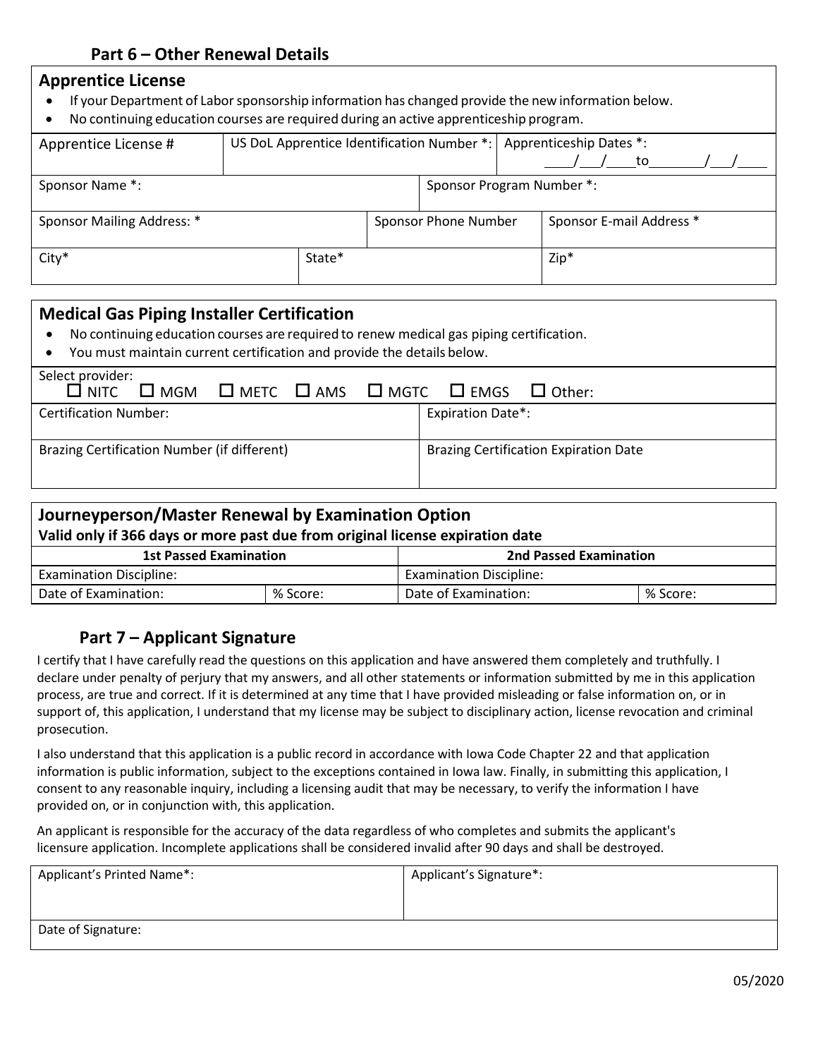## Part 6 – Other Renewal Details

### Apprentice License

- If your Department of Labor sponsorship information has changed provide the new information below.
- No continuing education courses are required during an active apprenticeship program.

| | | | |
|---|---|---|---|
| Apprentice License # | US DoL Apprentice Identification Number *: | | Apprenticeship Dates *: \_\_\_\_/\_\_\_/\_\_\_\_to\_\_\_\_\_\_\_\_/\_\_\_/\_\_\_\_ |
| Sponsor Name *: | | Sponsor Program Number *: | |
| Sponsor Mailing Address: * | | Sponsor Phone Number | Sponsor E-mail Address * |
| City* | State* | | Zip* |

### Medical Gas Piping Installer Certification

- No continuing education courses are required to renew medical gas piping certification.
- You must maintain current certification and provide the details below.

Select provider:
☐ NITC ☐ MGM ☐ METC ☐ AMS ☐ MGTC ☐ EMGS ☐ Other:

| | |
|---|---|
| Certification Number: | Expiration Date*: |
| Brazing Certification Number (if different) | Brazing Certification Expiration Date |

### Journeyperson/Master Renewal by Examination Option

**Valid only if 366 days or more past due from original license expiration date**

| **1st Passed Examination** | | **2nd Passed Examination** | |
|---|---|---|---|
| Examination Discipline: | | Examination Discipline: | |
| Date of Examination: | % Score: | Date of Examination: | % Score: |

## Part 7 – Applicant Signature

I certify that I have carefully read the questions on this application and have answered them completely and truthfully. I declare under penalty of perjury that my answers, and all other statements or information submitted by me in this application process, are true and correct. If it is determined at any time that I have provided misleading or false information on, or in support of, this application, I understand that my license may be subject to disciplinary action, license revocation and criminal prosecution.

I also understand that this application is a public record in accordance with Iowa Code Chapter 22 and that application information is public information, subject to the exceptions contained in Iowa law. Finally, in submitting this application, I consent to any reasonable inquiry, including a licensing audit that may be necessary, to verify the information I have provided on, or in conjunction with, this application.

An applicant is responsible for the accuracy of the data regardless of who completes and submits the applicant's licensure application. Incomplete applications shall be considered invalid after 90 days and shall be destroyed.

| | |
|---|---|
| Applicant's Printed Name*: | Applicant's Signature*: |
| Date of Signature: | |

05/2020